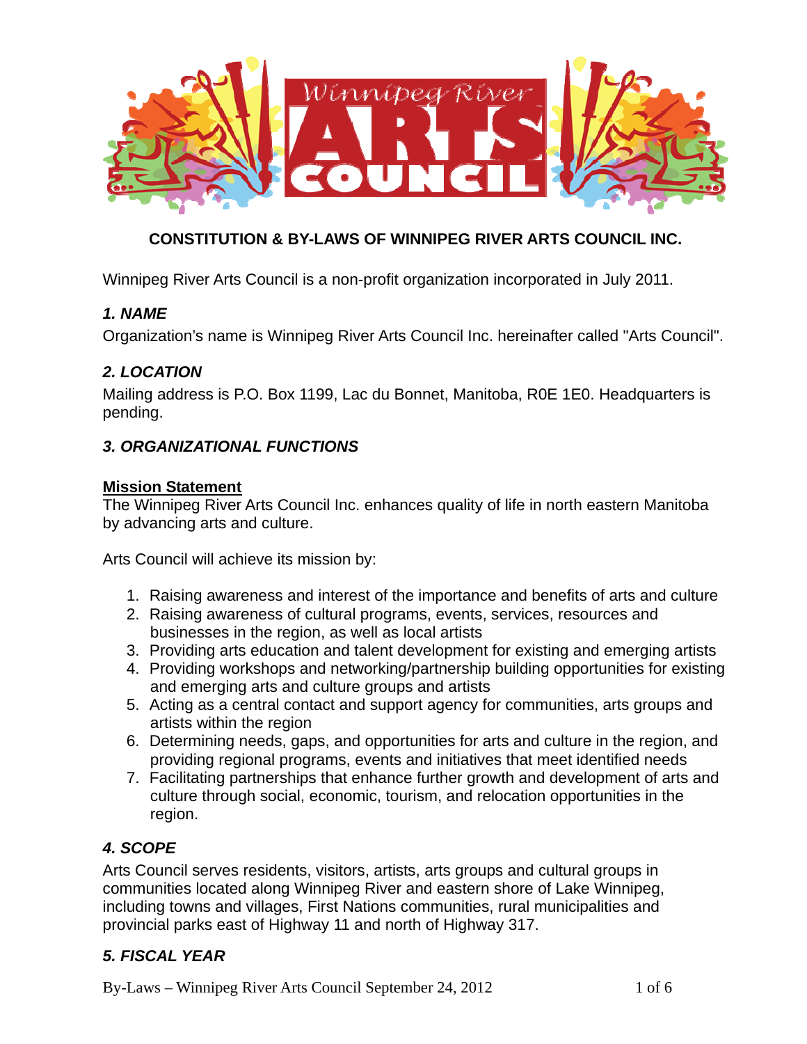# CONSTITUTION & BY-LAWS OF WINNIPEG RIVER ARTS COUNCIL INC.

Winnipeg River Arts Council is a non-profit organization incorporated in July 2011.

## *1. NAME*

Organization's name is Winnipeg River Arts Council Inc. hereinafter called "Arts Council".

## *2. LOCATION*

Mailing address is P.O. Box 1199, Lac du Bonnet, Manitoba, R0E 1E0. Headquarters is pending.

## *3. ORGANIZATIONAL FUNCTIONS*

**Mission Statement**

The Winnipeg River Arts Council Inc. enhances quality of life in north eastern Manitoba by advancing arts and culture.

Arts Council will achieve its mission by:

1. Raising awareness and interest of the importance and benefits of arts and culture
2. Raising awareness of cultural programs, events, services, resources and businesses in the region, as well as local artists
3. Providing arts education and talent development for existing and emerging artists
4. Providing workshops and networking/partnership building opportunities for existing and emerging arts and culture groups and artists
5. Acting as a central contact and support agency for communities, arts groups and artists within the region
6. Determining needs, gaps, and opportunities for arts and culture in the region, and providing regional programs, events and initiatives that meet identified needs
7. Facilitating partnerships that enhance further growth and development of arts and culture through social, economic, tourism, and relocation opportunities in the region.

## *4. SCOPE*

Arts Council serves residents, visitors, artists, arts groups and cultural groups in communities located along Winnipeg River and eastern shore of Lake Winnipeg, including towns and villages, First Nations communities, rural municipalities and provincial parks east of Highway 11 and north of Highway 317.

## *5. FISCAL YEAR*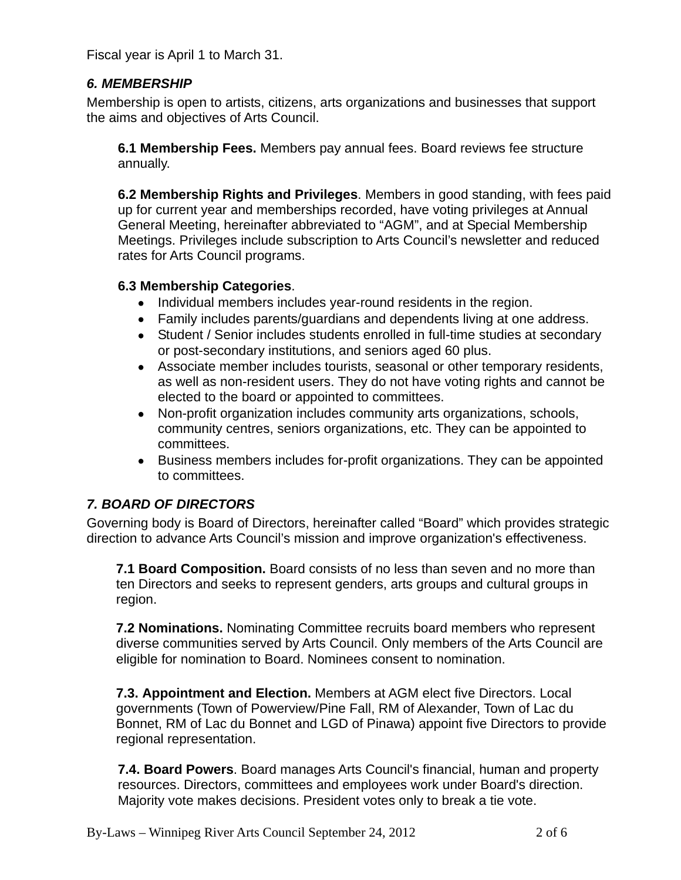Fiscal year is April 1 to March 31.

### *6. MEMBERSHIP*

Membership is open to artists, citizens, arts organizations and businesses that support the aims and objectives of Arts Council.

**6.1 Membership Fees.** Members pay annual fees. Board reviews fee structure annually.

**6.2 Membership Rights and Privileges**. Members in good standing, with fees paid up for current year and memberships recorded, have voting privileges at Annual General Meeting, hereinafter abbreviated to "AGM", and at Special Membership Meetings. Privileges include subscription to Arts Council's newsletter and reduced rates for Arts Council programs.

**6.3 Membership Categories**.

- Individual members includes year-round residents in the region.
- Family includes parents/guardians and dependents living at one address.
- Student / Senior includes students enrolled in full-time studies at secondary or post-secondary institutions, and seniors aged 60 plus.
- Associate member includes tourists, seasonal or other temporary residents, as well as non-resident users. They do not have voting rights and cannot be elected to the board or appointed to committees.
- Non-profit organization includes community arts organizations, schools, community centres, seniors organizations, etc. They can be appointed to committees.
- Business members includes for-profit organizations. They can be appointed to committees.

### *7. BOARD OF DIRECTORS*

Governing body is Board of Directors, hereinafter called "Board" which provides strategic direction to advance Arts Council's mission and improve organization's effectiveness.

**7.1 Board Composition.** Board consists of no less than seven and no more than ten Directors and seeks to represent genders, arts groups and cultural groups in region.

**7.2 Nominations.** Nominating Committee recruits board members who represent diverse communities served by Arts Council. Only members of the Arts Council are eligible for nomination to Board. Nominees consent to nomination.

**7.3. Appointment and Election.** Members at AGM elect five Directors. Local governments (Town of Powerview/Pine Fall, RM of Alexander, Town of Lac du Bonnet, RM of Lac du Bonnet and LGD of Pinawa) appoint five Directors to provide regional representation.

**7.4. Board Powers**. Board manages Arts Council's financial, human and property resources. Directors, committees and employees work under Board's direction. Majority vote makes decisions. President votes only to break a tie vote.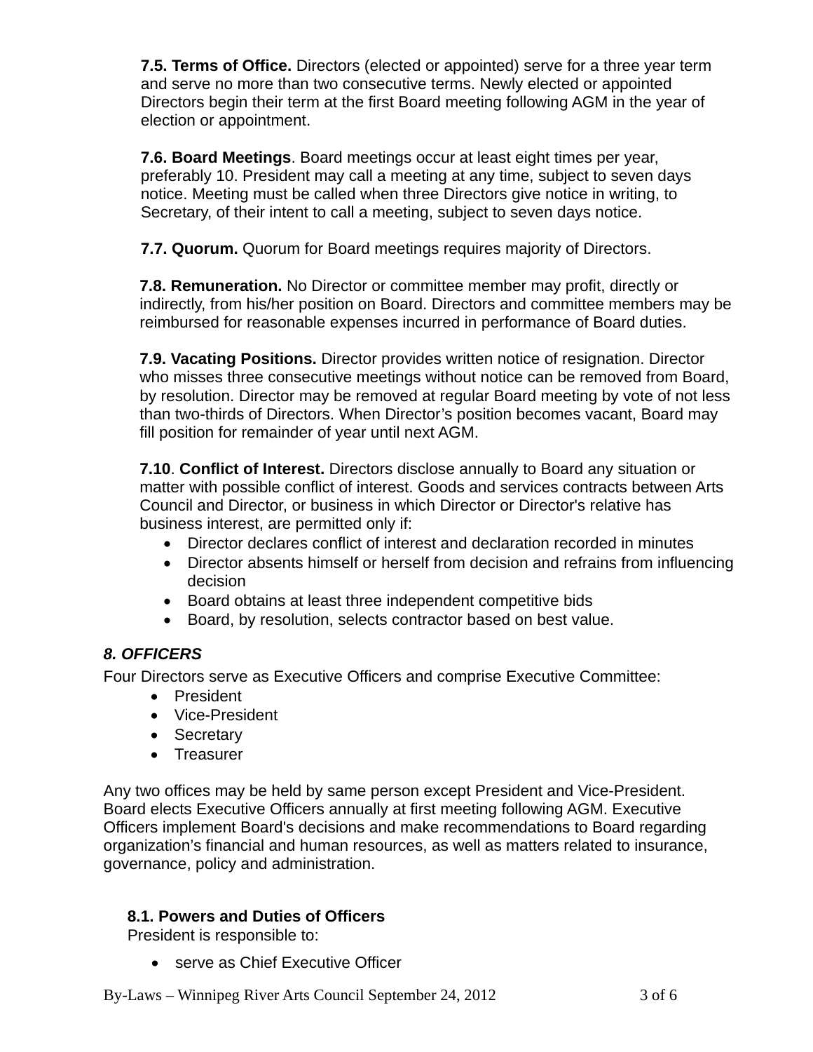**7.5. Terms of Office.** Directors (elected or appointed) serve for a three year term and serve no more than two consecutive terms. Newly elected or appointed Directors begin their term at the first Board meeting following AGM in the year of election or appointment.

**7.6. Board Meetings**. Board meetings occur at least eight times per year, preferably 10. President may call a meeting at any time, subject to seven days notice. Meeting must be called when three Directors give notice in writing, to Secretary, of their intent to call a meeting, subject to seven days notice.

**7.7. Quorum.** Quorum for Board meetings requires majority of Directors.

**7.8. Remuneration.** No Director or committee member may profit, directly or indirectly, from his/her position on Board. Directors and committee members may be reimbursed for reasonable expenses incurred in performance of Board duties.

**7.9. Vacating Positions.** Director provides written notice of resignation. Director who misses three consecutive meetings without notice can be removed from Board, by resolution. Director may be removed at regular Board meeting by vote of not less than two-thirds of Directors. When Director's position becomes vacant, Board may fill position for remainder of year until next AGM.

**7.10**. **Conflict of Interest.** Directors disclose annually to Board any situation or matter with possible conflict of interest. Goods and services contracts between Arts Council and Director, or business in which Director or Director's relative has business interest, are permitted only if:

- Director declares conflict of interest and declaration recorded in minutes
- Director absents himself or herself from decision and refrains from influencing decision
- Board obtains at least three independent competitive bids
- Board, by resolution, selects contractor based on best value.

## *8. OFFICERS*

Four Directors serve as Executive Officers and comprise Executive Committee:

- President
- Vice-President
- Secretary
- Treasurer

Any two offices may be held by same person except President and Vice-President. Board elects Executive Officers annually at first meeting following AGM. Executive Officers implement Board's decisions and make recommendations to Board regarding organization's financial and human resources, as well as matters related to insurance, governance, policy and administration.

### 8.1. Powers and Duties of Officers

President is responsible to:

- serve as Chief Executive Officer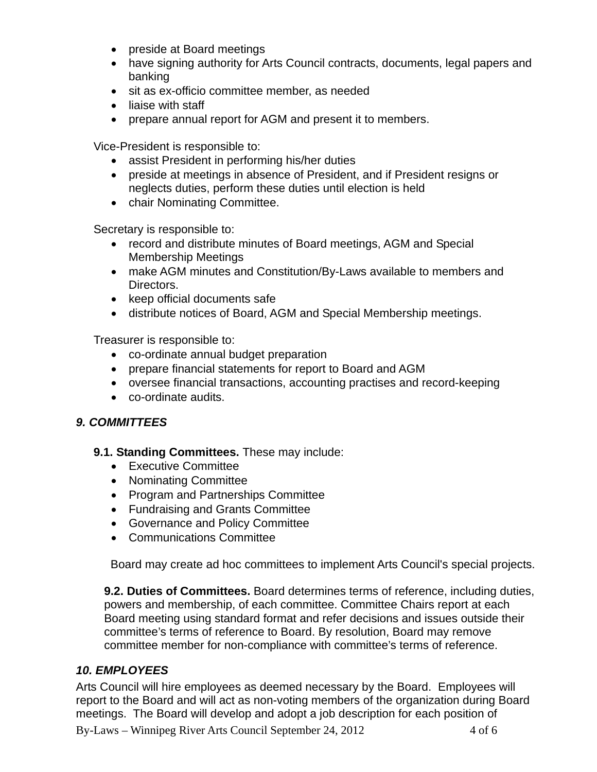- preside at Board meetings
- have signing authority for Arts Council contracts, documents, legal papers and banking
- sit as ex-officio committee member, as needed
- liaise with staff
- prepare annual report for AGM and present it to members.

Vice-President is responsible to:

- assist President in performing his/her duties
- preside at meetings in absence of President, and if President resigns or neglects duties, perform these duties until election is held
- chair Nominating Committee.

Secretary is responsible to:

- record and distribute minutes of Board meetings, AGM and Special Membership Meetings
- make AGM minutes and Constitution/By-Laws available to members and Directors.
- keep official documents safe
- distribute notices of Board, AGM and Special Membership meetings.

Treasurer is responsible to:

- co-ordinate annual budget preparation
- prepare financial statements for report to Board and AGM
- oversee financial transactions, accounting practises and record-keeping
- co-ordinate audits.

### *9. COMMITTEES*

**9.1. Standing Committees.** These may include:

- Executive Committee
- Nominating Committee
- Program and Partnerships Committee
- Fundraising and Grants Committee
- Governance and Policy Committee
- Communications Committee

Board may create ad hoc committees to implement Arts Council's special projects.

**9.2. Duties of Committees.** Board determines terms of reference, including duties, powers and membership, of each committee. Committee Chairs report at each Board meeting using standard format and refer decisions and issues outside their committee's terms of reference to Board. By resolution, Board may remove committee member for non-compliance with committee's terms of reference.

### *10. EMPLOYEES*

Arts Council will hire employees as deemed necessary by the Board. Employees will report to the Board and will act as non-voting members of the organization during Board meetings. The Board will develop and adopt a job description for each position of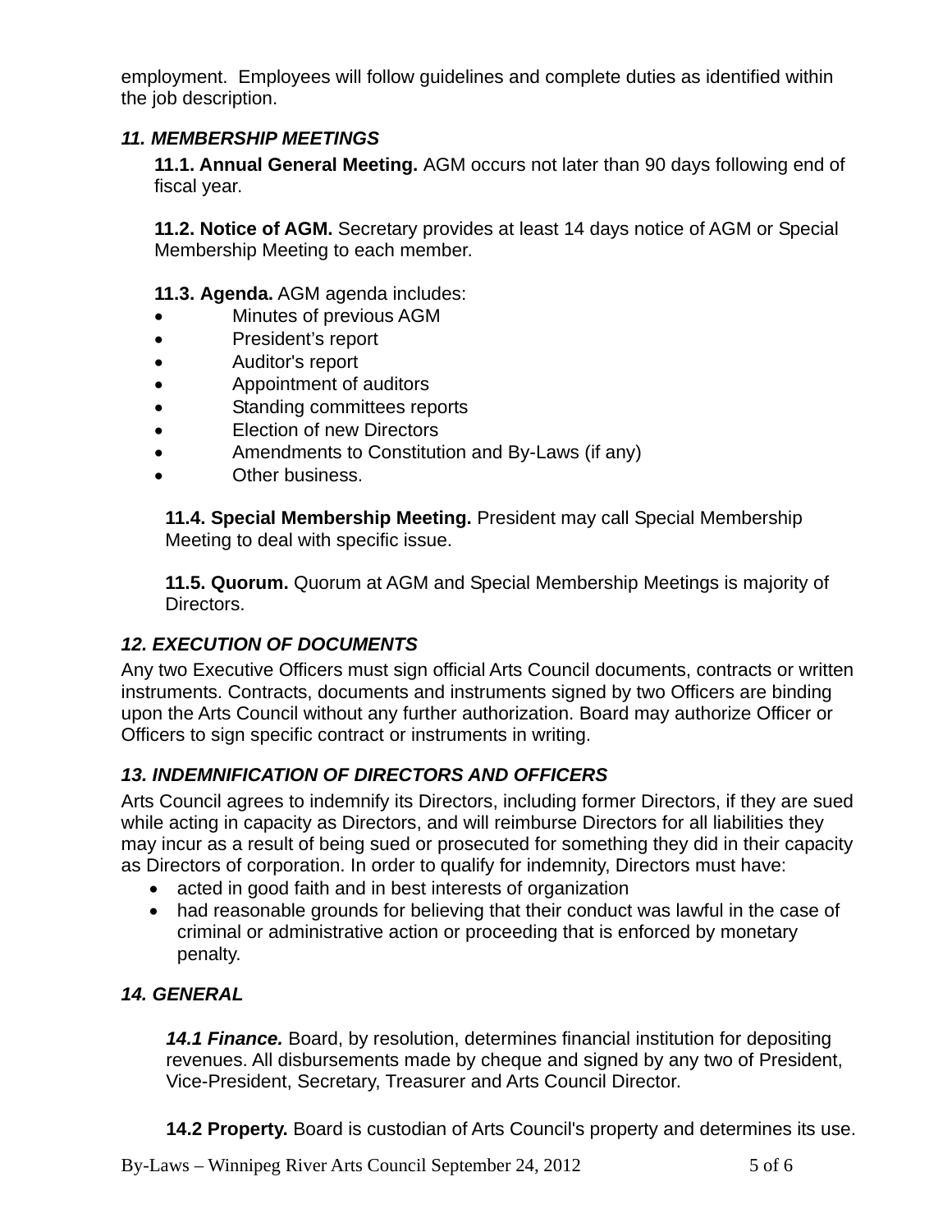employment. Employees will follow guidelines and complete duties as identified within the job description.

### *11. MEMBERSHIP MEETINGS*

**11.1. Annual General Meeting.** AGM occurs not later than 90 days following end of fiscal year.

**11.2. Notice of AGM.** Secretary provides at least 14 days notice of AGM or Special Membership Meeting to each member.

**11.3. Agenda.** AGM agenda includes:

- Minutes of previous AGM
- President's report
- Auditor's report
- Appointment of auditors
- Standing committees reports
- Election of new Directors
- Amendments to Constitution and By-Laws (if any)
- Other business.

**11.4. Special Membership Meeting.** President may call Special Membership Meeting to deal with specific issue.

**11.5. Quorum.** Quorum at AGM and Special Membership Meetings is majority of Directors.

### *12. EXECUTION OF DOCUMENTS*

Any two Executive Officers must sign official Arts Council documents, contracts or written instruments. Contracts, documents and instruments signed by two Officers are binding upon the Arts Council without any further authorization. Board may authorize Officer or Officers to sign specific contract or instruments in writing.

### *13. INDEMNIFICATION OF DIRECTORS AND OFFICERS*

Arts Council agrees to indemnify its Directors, including former Directors, if they are sued while acting in capacity as Directors, and will reimburse Directors for all liabilities they may incur as a result of being sued or prosecuted for something they did in their capacity as Directors of corporation. In order to qualify for indemnity, Directors must have:

- acted in good faith and in best interests of organization
- had reasonable grounds for believing that their conduct was lawful in the case of criminal or administrative action or proceeding that is enforced by monetary penalty.

### *14. GENERAL*

***14.1 Finance.*** Board, by resolution, determines financial institution for depositing revenues. All disbursements made by cheque and signed by any two of President, Vice-President, Secretary, Treasurer and Arts Council Director.

**14.2 Property.** Board is custodian of Arts Council's property and determines its use.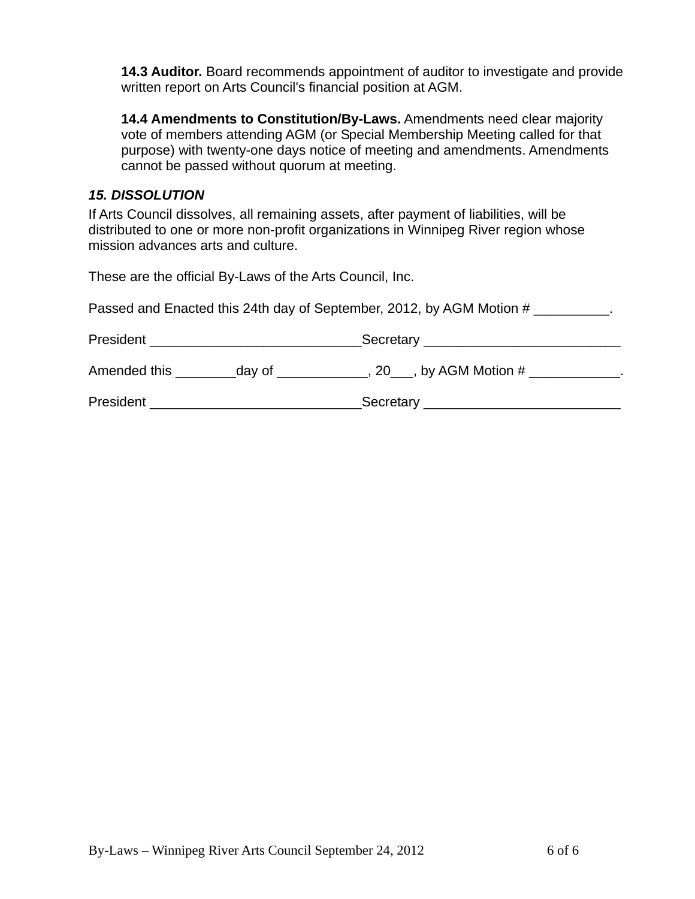**14.3 Auditor.** Board recommends appointment of auditor to investigate and provide written report on Arts Council's financial position at AGM.

**14.4 Amendments to Constitution/By-Laws.** Amendments need clear majority vote of members attending AGM (or Special Membership Meeting called for that purpose) with twenty-one days notice of meeting and amendments. Amendments cannot be passed without quorum at meeting.

***15. DISSOLUTION***

If Arts Council dissolves, all remaining assets, after payment of liabilities, will be distributed to one or more non-profit organizations in Winnipeg River region whose mission advances arts and culture.

These are the official By-Laws of the Arts Council, Inc.

Passed and Enacted this 24th day of September, 2012, by AGM Motion # __________.

President ___________________________Secretary _________________________

Amended this ________day of ____________, 20___, by AGM Motion # ____________.

President ___________________________Secretary _________________________